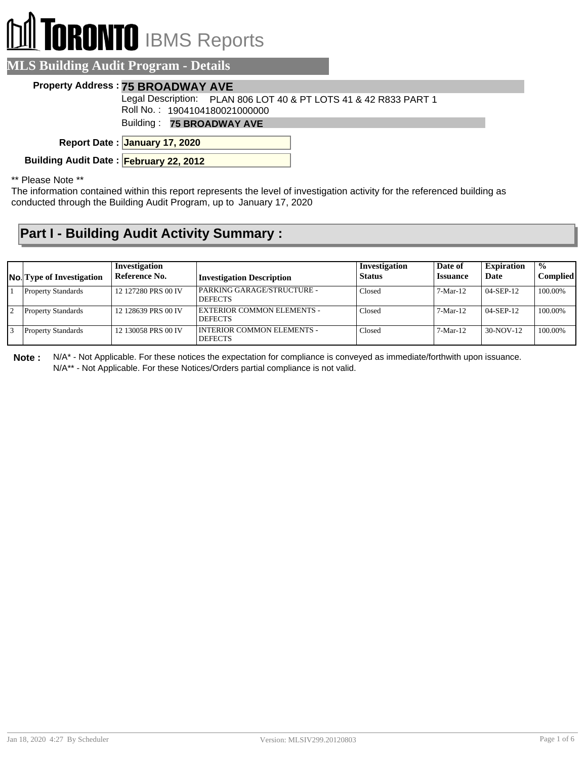# TORONTO IBMS Reports

## MLS Building Audit Program - Details

**Property Address :** **75 BROADWAY AVE**

Legal Description: PLAN 806 LOT 40 & PT LOTS 41 & 42 R833 PART 1

Roll No. : 1904104180021000000

Building : **75 BROADWAY AVE**

**Report Date :** **January 17, 2020**

**Building Audit Date :** **February 22, 2012**

** Please Note **

The information contained within this report represents the level of investigation activity for the referenced building as conducted through the Building Audit Program, up to January 17, 2020

## Part I - Building Audit Activity Summary :

| No. | Type of Investigation | Investigation Reference No. | Investigation Description | Investigation Status | Date of Issuance | Expiration Date | % Complied |
|---|---|---|---|---|---|---|---|
| 1 | Property Standards | 12 127280 PRS 00 IV | PARKING GARAGE/STRUCTURE - DEFECTS | Closed | 7-Mar-12 | 04-SEP-12 | 100.00% |
| 2 | Property Standards | 12 128639 PRS 00 IV | EXTERIOR COMMON ELEMENTS - DEFECTS | Closed | 7-Mar-12 | 04-SEP-12 | 100.00% |
| 3 | Property Standards | 12 130058 PRS 00 IV | INTERIOR COMMON ELEMENTS - DEFECTS | Closed | 7-Mar-12 | 30-NOV-12 | 100.00% |

**Note :** N/A* - Not Applicable. For these notices the expectation for compliance is conveyed as immediate/forthwith upon issuance.
N/A** - Not Applicable. For these Notices/Orders partial compliance is not valid.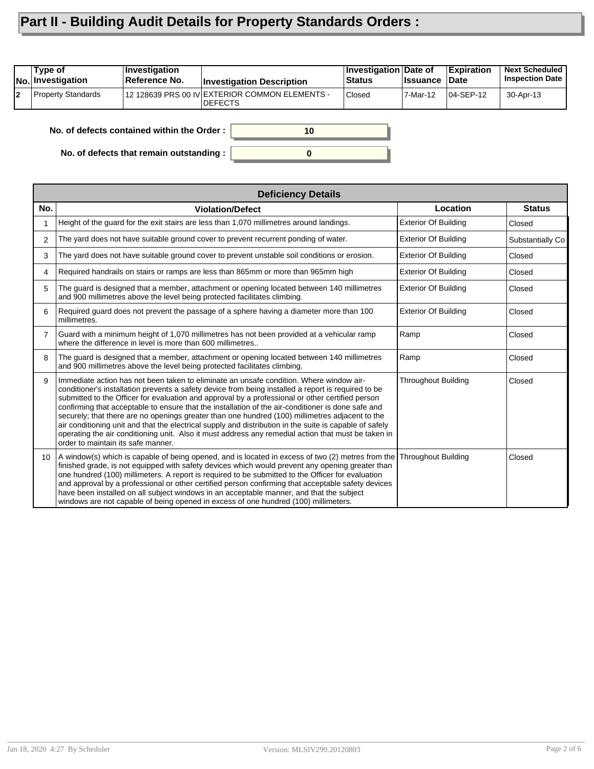# Part II - Building Audit Details for Property Standards Orders :

| No. | Type of Investigation | Investigation Reference No. | Investigation Description | Investigation Status | Date of Issuance | Expiration Date | Next Scheduled Inspection Date |
|---|---|---|---|---|---|---|---|
| 2 | Property Standards | 12 128639 PRS 00 IV | EXTERIOR COMMON ELEMENTS - DEFECTS | Closed | 7-Mar-12 | 04-SEP-12 | 30-Apr-13 |

**No. of defects contained within the Order :** 10

**No. of defects that remain outstanding :** 0

**Deficiency Details**

| No. | Violation/Defect | Location | Status |
|---|---|---|---|
| 1 | Height of the guard for the exit stairs are less than 1,070 millimetres around landings. | Exterior Of Building | Closed |
| 2 | The yard does not have suitable ground cover to prevent recurrent ponding of water. | Exterior Of Building | Substantially Co |
| 3 | The yard does not have suitable ground cover to prevent unstable soil conditions or erosion. | Exterior Of Building | Closed |
| 4 | Required handrails on stairs or ramps are less than 865mm or more than 965mm high | Exterior Of Building | Closed |
| 5 | The guard is designed that a member, attachment or opening located between 140 millimetres and 900 millimetres above the level being protected facilitates climbing. | Exterior Of Building | Closed |
| 6 | Required guard does not prevent the passage of a sphere having a diameter more than 100 millimetres. | Exterior Of Building | Closed |
| 7 | Guard with a minimum height of 1,070 millimetres has not been provided at a vehicular ramp where the difference in level is more than 600 millimetres.. | Ramp | Closed |
| 8 | The guard is designed that a member, attachment or opening located between 140 millimetres and 900 millimetres above the level being protected facilitates climbing. | Ramp | Closed |
| 9 | Immediate action has not been taken to eliminate an unsafe condition. Where window air-conditioner's installation prevents a safety device from being installed a report is required to be submitted to the Officer for evaluation and approval by a professional or other certified person confirming that acceptable to ensure that the installation of the air-conditioner is done safe and securely; that there are no openings greater than one hundred (100) millimetres adjacent to the air conditioning unit and that the electrical supply and distribution in the suite is capable of safely operating the air conditioning unit. Also it must address any remedial action that must be taken in order to maintain its safe manner. | Throughout Building | Closed |
| 10 | A window(s) which is capable of being opened, and is located in excess of two (2) metres from the finished grade, is not equipped with safety devices which would prevent any opening greater than one hundred (100) millimeters. A report is required to be submitted to the Officer for evaluation and approval by a professional or other certified person confirming that acceptable safety devices have been installed on all subject windows in an acceptable manner, and that the subject windows are not capable of being opened in excess of one hundred (100) millimeters. | Throughout Building | Closed |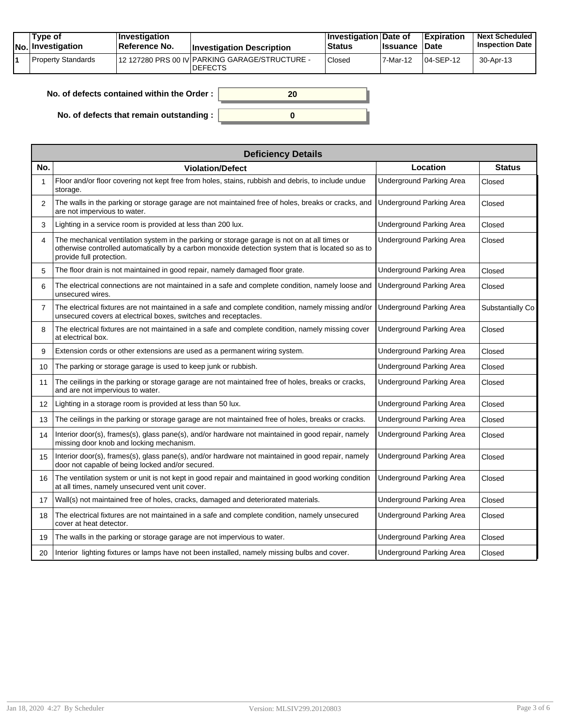| No. | Type of Investigation | Investigation Reference No. | Investigation Description | Investigation Status | Date of Issuance | Expiration Date | Next Scheduled Inspection Date |
|---|---|---|---|---|---|---|---|
| 1 | Property Standards | 12 127280 PRS 00 IV | PARKING GARAGE/STRUCTURE - DEFECTS | Closed | 7-Mar-12 | 04-SEP-12 | 30-Apr-13 |

**No. of defects contained within the Order :** 20

**No. of defects that remain outstanding :** 0

| Deficiency Details | | | |
|---|---|---|---|
| **No.** | **Violation/Defect** | **Location** | **Status** |
| 1 | Floor and/or floor covering not kept free from holes, stains, rubbish and debris, to include undue storage. | Underground Parking Area | Closed |
| 2 | The walls in the parking or storage garage are not maintained free of holes, breaks or cracks, and are not impervious to water. | Underground Parking Area | Closed |
| 3 | Lighting in a service room is provided at less than 200 lux. | Underground Parking Area | Closed |
| 4 | The mechanical ventilation system in the parking or storage garage is not on at all times or otherwise controlled automatically by a carbon monoxide detection system that is located so as to provide full protection. | Underground Parking Area | Closed |
| 5 | The floor drain is not maintained in good repair, namely damaged floor grate. | Underground Parking Area | Closed |
| 6 | The electrical connections are not maintained in a safe and complete condition, namely loose and unsecured wires. | Underground Parking Area | Closed |
| 7 | The electrical fixtures are not maintained in a safe and complete condition, namely missing and/or unsecured covers at electrical boxes, switches and receptacles. | Underground Parking Area | Substantially Co |
| 8 | The electrical fixtures are not maintained in a safe and complete condition, namely missing cover at electrical box. | Underground Parking Area | Closed |
| 9 | Extension cords or other extensions are used as a permanent wiring system. | Underground Parking Area | Closed |
| 10 | The parking or storage garage is used to keep junk or rubbish. | Underground Parking Area | Closed |
| 11 | The ceilings in the parking or storage garage are not maintained free of holes, breaks or cracks, and are not impervious to water. | Underground Parking Area | Closed |
| 12 | Lighting in a storage room is provided at less than 50 lux. | Underground Parking Area | Closed |
| 13 | The ceilings in the parking or storage garage are not maintained free of holes, breaks or cracks. | Underground Parking Area | Closed |
| 14 | Interior door(s), frames(s), glass pane(s), and/or hardware not maintained in good repair, namely missing door knob and locking mechanism. | Underground Parking Area | Closed |
| 15 | Interior door(s), frames(s), glass pane(s), and/or hardware not maintained in good repair, namely door not capable of being locked and/or secured. | Underground Parking Area | Closed |
| 16 | The ventilation system or unit is not kept in good repair and maintained in good working condition at all times, namely unsecured vent unit cover. | Underground Parking Area | Closed |
| 17 | Wall(s) not maintained free of holes, cracks, damaged and deteriorated materials. | Underground Parking Area | Closed |
| 18 | The electrical fixtures are not maintained in a safe and complete condition, namely unsecured cover at heat detector. | Underground Parking Area | Closed |
| 19 | The walls in the parking or storage garage are not impervious to water. | Underground Parking Area | Closed |
| 20 | Interior lighting fixtures or lamps have not been installed, namely missing bulbs and cover. | Underground Parking Area | Closed |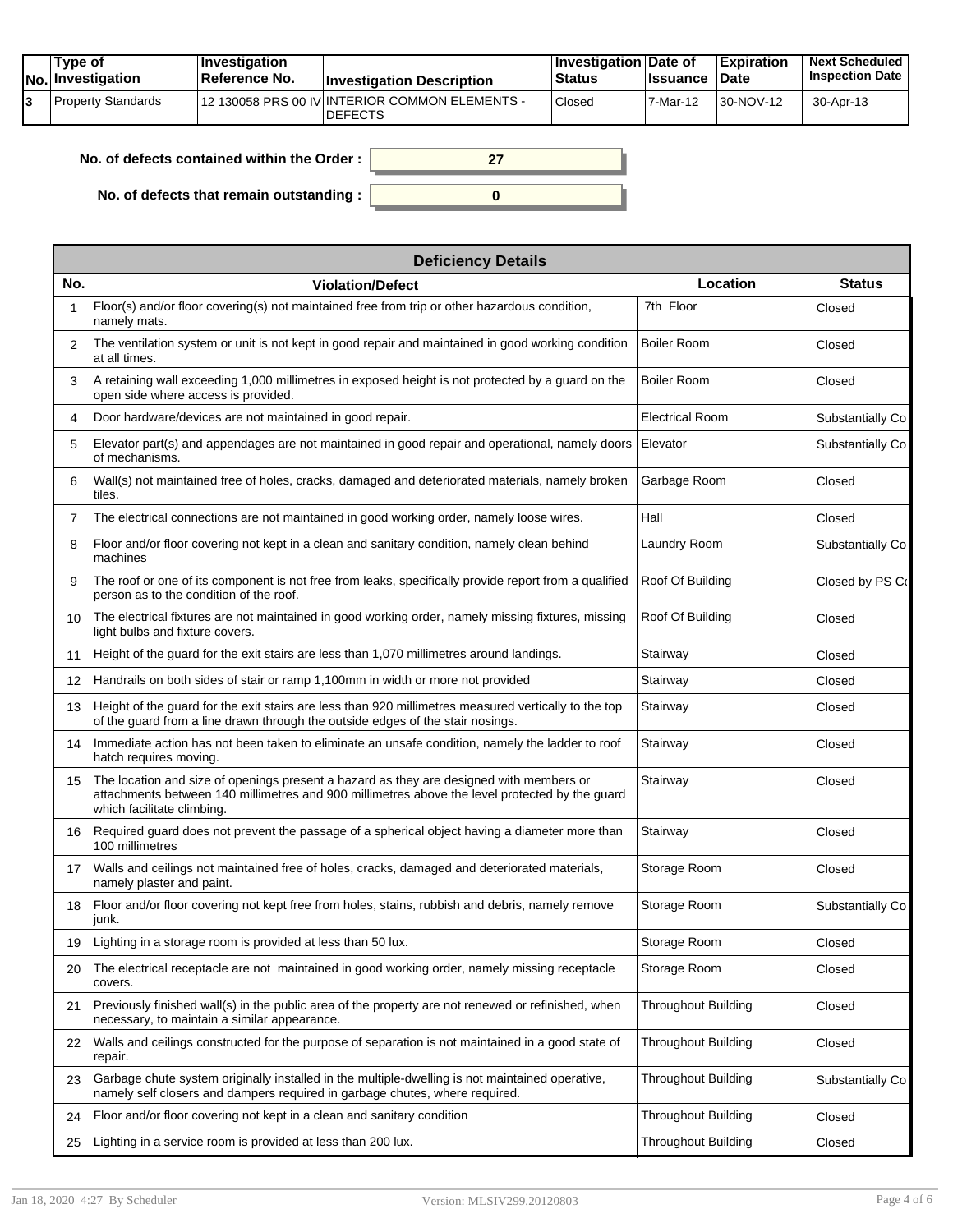| No. | Type of Investigation | Investigation Reference No. | Investigation Description | Investigation Status | Date of Issuance | Expiration Date | Next Scheduled Inspection Date |
|---|---|---|---|---|---|---|---|
| 3 | Property Standards | 12 130058 PRS 00 IV | INTERIOR COMMON ELEMENTS - DEFECTS | Closed | 7-Mar-12 | 30-NOV-12 | 30-Apr-13 |

**No. of defects contained within the Order :** 27

**No. of defects that remain outstanding :** 0

| Deficiency Details | | | |
|---|---|---|---|
| **No.** | **Violation/Defect** | **Location** | **Status** |
| 1 | Floor(s) and/or floor covering(s) not maintained free from trip or other hazardous condition, namely mats. | 7th Floor | Closed |
| 2 | The ventilation system or unit is not kept in good repair and maintained in good working condition at all times. | Boiler Room | Closed |
| 3 | A retaining wall exceeding 1,000 millimetres in exposed height is not protected by a guard on the open side where access is provided. | Boiler Room | Closed |
| 4 | Door hardware/devices are not maintained in good repair. | Electrical Room | Substantially Co |
| 5 | Elevator part(s) and appendages are not maintained in good repair and operational, namely doors of mechanisms. | Elevator | Substantially Co |
| 6 | Wall(s) not maintained free of holes, cracks, damaged and deteriorated materials, namely broken tiles. | Garbage Room | Closed |
| 7 | The electrical connections are not maintained in good working order, namely loose wires. | Hall | Closed |
| 8 | Floor and/or floor covering not kept in a clean and sanitary condition, namely clean behind machines | Laundry Room | Substantially Co |
| 9 | The roof or one of its component is not free from leaks, specifically provide report from a qualified person as to the condition of the roof. | Roof Of Building | Closed by PS Co |
| 10 | The electrical fixtures are not maintained in good working order, namely missing fixtures, missing light bulbs and fixture covers. | Roof Of Building | Closed |
| 11 | Height of the guard for the exit stairs are less than 1,070 millimetres around landings. | Stairway | Closed |
| 12 | Handrails on both sides of stair or ramp 1,100mm in width or more not provided | Stairway | Closed |
| 13 | Height of the guard for the exit stairs are less than 920 millimetres measured vertically to the top of the guard from a line drawn through the outside edges of the stair nosings. | Stairway | Closed |
| 14 | Immediate action has not been taken to eliminate an unsafe condition, namely the ladder to roof hatch requires moving. | Stairway | Closed |
| 15 | The location and size of openings present a hazard as they are designed with members or attachments between 140 millimetres and 900 millimetres above the level protected by the guard which facilitate climbing. | Stairway | Closed |
| 16 | Required guard does not prevent the passage of a spherical object having a diameter more than 100 millimetres | Stairway | Closed |
| 17 | Walls and ceilings not maintained free of holes, cracks, damaged and deteriorated materials, namely plaster and paint. | Storage Room | Closed |
| 18 | Floor and/or floor covering not kept free from holes, stains, rubbish and debris, namely remove junk. | Storage Room | Substantially Co |
| 19 | Lighting in a storage room is provided at less than 50 lux. | Storage Room | Closed |
| 20 | The electrical receptacle are not maintained in good working order, namely missing receptacle covers. | Storage Room | Closed |
| 21 | Previously finished wall(s) in the public area of the property are not renewed or refinished, when necessary, to maintain a similar appearance. | Throughout Building | Closed |
| 22 | Walls and ceilings constructed for the purpose of separation is not maintained in a good state of repair. | Throughout Building | Closed |
| 23 | Garbage chute system originally installed in the multiple-dwelling is not maintained operative, namely self closers and dampers required in garbage chutes, where required. | Throughout Building | Substantially Co |
| 24 | Floor and/or floor covering not kept in a clean and sanitary condition | Throughout Building | Closed |
| 25 | Lighting in a service room is provided at less than 200 lux. | Throughout Building | Closed |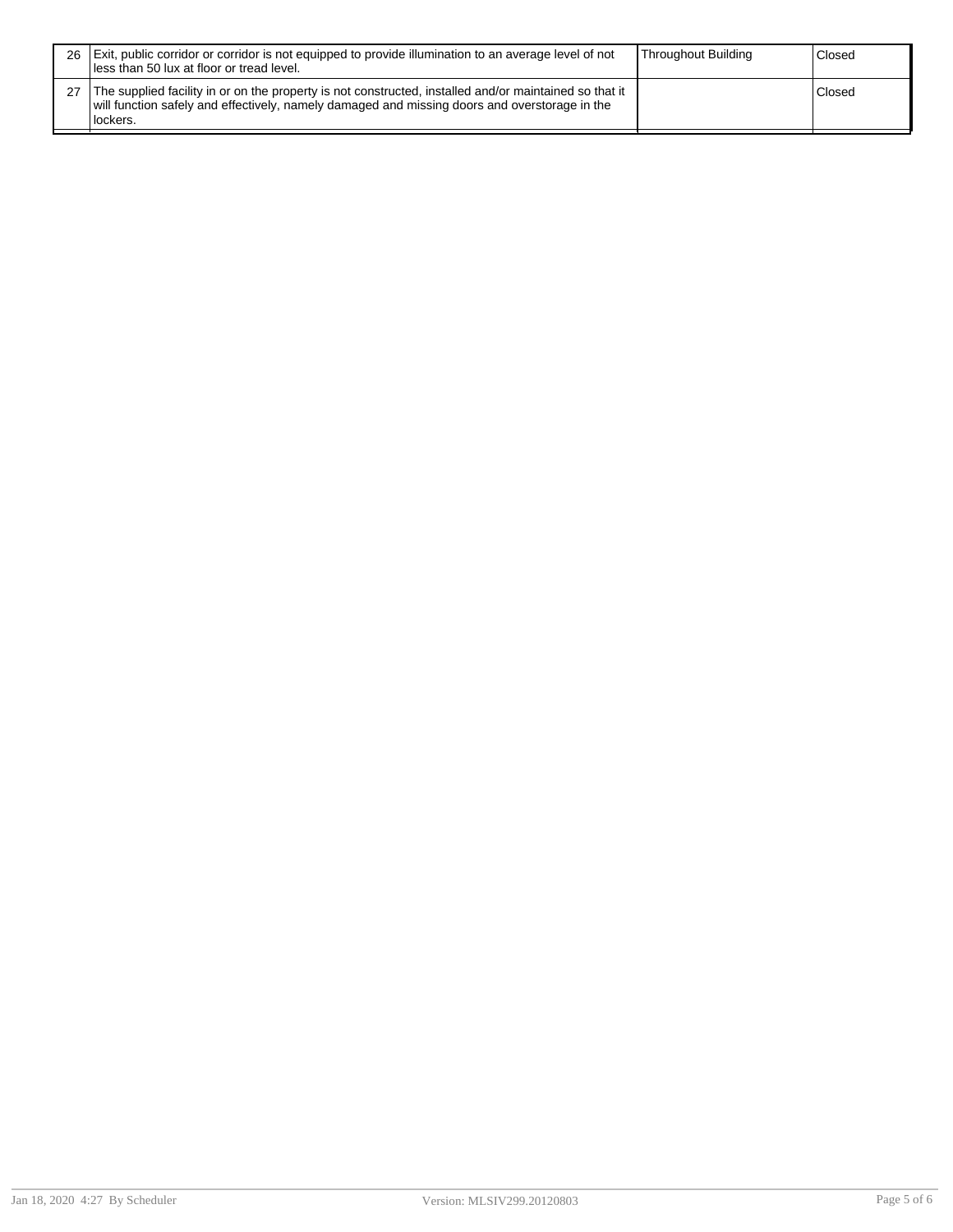| | | | |
|---|---|---|---|
| 26 | Exit, public corridor or corridor is not equipped to provide illumination to an average level of not less than 50 lux at floor or tread level. | Throughout Building | Closed |
| 27 | The supplied facility in or on the property is not constructed, installed and/or maintained so that it will function safely and effectively, namely damaged and missing doors and overstorage in the lockers. | | Closed |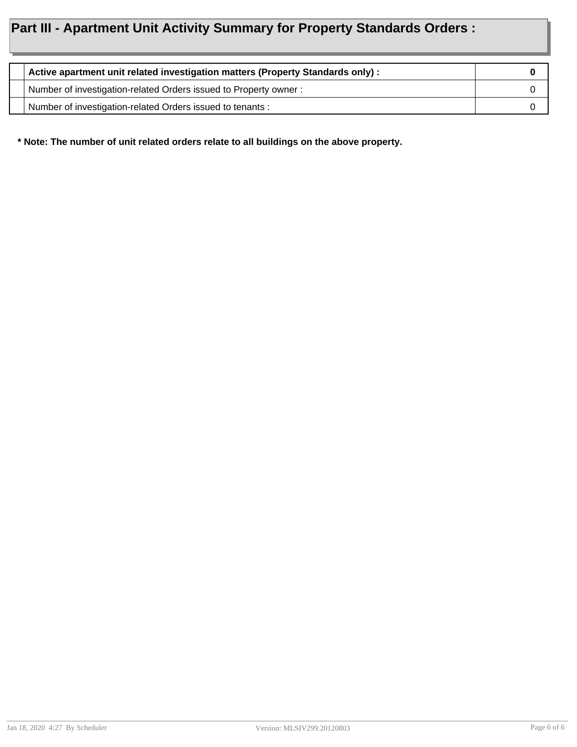## Part III - Apartment Unit Activity Summary for Property Standards Orders :

| | | |
|---|---|---|
| | **Active apartment unit related investigation matters (Property Standards only) :** | **0** |
| | Number of investigation-related Orders issued to Property owner : | 0 |
| | Number of investigation-related Orders issued to tenants : | 0 |

**\* Note: The number of unit related orders relate to all buildings on the above property.**